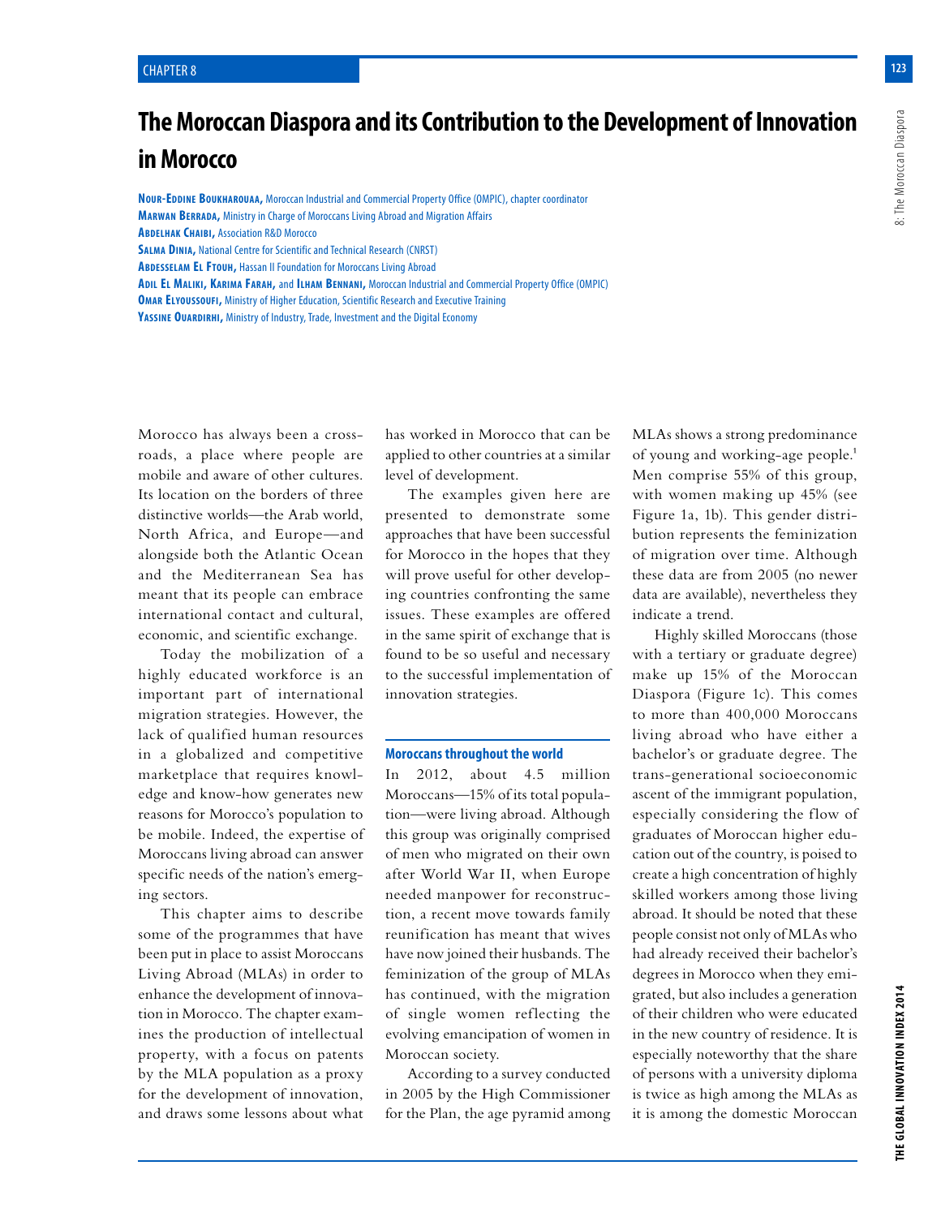# The Moroccan Diaspora and its Contribution to the Development of Innovation in Morocco

**Nour-Eddine Boukharouaa,** Moroccan Industrial and Commercial Property Office (OMPIC), chapter coordinator
**Marwan Berrada,** Ministry in Charge of Moroccans Living Abroad and Migration Affairs
**Abdelhak Chaibi,** Association R&D Morocco
**Salma Dinia,** National Centre for Scientific and Technical Research (CNRST)
**Abdesselam El Ftouh,** Hassan II Foundation for Moroccans Living Abroad
**Adil El Maliki, Karima Farah,** and **Ilham Bennani,** Moroccan Industrial and Commercial Property Office (OMPIC)
**Omar Elyoussoufi,** Ministry of Higher Education, Scientific Research and Executive Training
**Yassine Ouardirhi,** Ministry of Industry, Trade, Investment and the Digital Economy

Morocco has always been a crossroads, a place where people are mobile and aware of other cultures. Its location on the borders of three distinctive worlds—the Arab world, North Africa, and Europe—and alongside both the Atlantic Ocean and the Mediterranean Sea has meant that its people can embrace international contact and cultural, economic, and scientific exchange.

Today the mobilization of a highly educated workforce is an important part of international migration strategies. However, the lack of qualified human resources in a globalized and competitive marketplace that requires knowledge and know-how generates new reasons for Morocco's population to be mobile. Indeed, the expertise of Moroccans living abroad can answer specific needs of the nation's emerging sectors.

This chapter aims to describe some of the programmes that have been put in place to assist Moroccans Living Abroad (MLAs) in order to enhance the development of innovation in Morocco. The chapter examines the production of intellectual property, with a focus on patents by the MLA population as a proxy for the development of innovation, and draws some lessons about what has worked in Morocco that can be applied to other countries at a similar level of development.

The examples given here are presented to demonstrate some approaches that have been successful for Morocco in the hopes that they will prove useful for other developing countries confronting the same issues. These examples are offered in the same spirit of exchange that is found to be so useful and necessary to the successful implementation of innovation strategies.

## Moroccans throughout the world

In 2012, about 4.5 million Moroccans—15% of its total population—were living abroad. Although this group was originally comprised of men who migrated on their own after World War II, when Europe needed manpower for reconstruction, a recent move towards family reunification has meant that wives have now joined their husbands. The feminization of the group of MLAs has continued, with the migration of single women reflecting the evolving emancipation of women in Moroccan society.

According to a survey conducted in 2005 by the High Commissioner for the Plan, the age pyramid among MLAs shows a strong predominance of young and working-age people.[1] Men comprise 55% of this group, with women making up 45% (see Figure 1a, 1b). This gender distribution represents the feminization of migration over time. Although these data are from 2005 (no newer data are available), nevertheless they indicate a trend.

Highly skilled Moroccans (those with a tertiary or graduate degree) make up 15% of the Moroccan Diaspora (Figure 1c). This comes to more than 400,000 Moroccans living abroad who have either a bachelor's or graduate degree. The trans-generational socioeconomic ascent of the immigrant population, especially considering the flow of graduates of Moroccan higher education out of the country, is poised to create a high concentration of highly skilled workers among those living abroad. It should be noted that these people consist not only of MLAs who had already received their bachelor's degrees in Morocco when they emigrated, but also includes a generation of their children who were educated in the new country of residence. It is especially noteworthy that the share of persons with a university diploma is twice as high among the MLAs as it is among the domestic Moroccan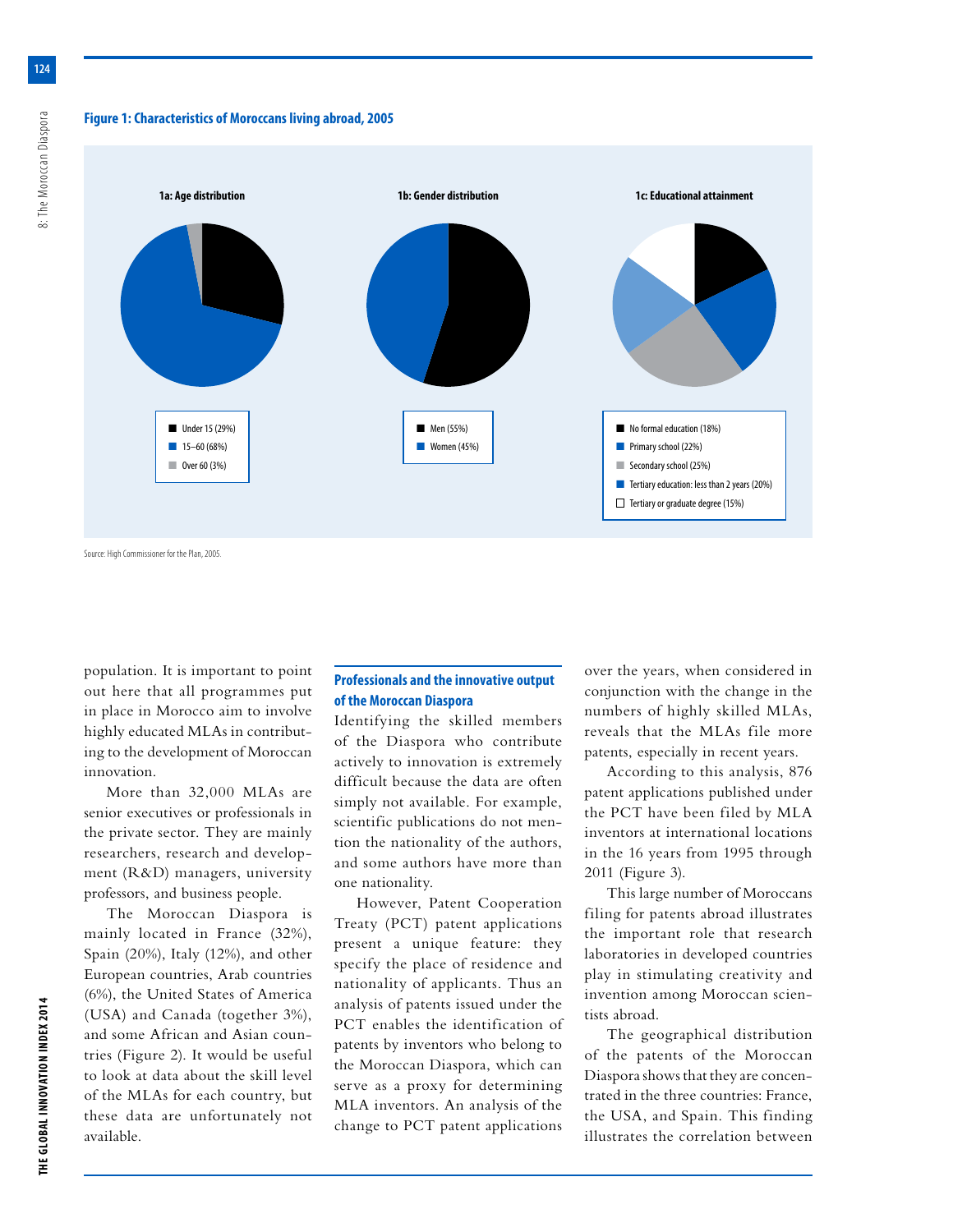**Figure 1: Characteristics of Moroccans living abroad, 2005**

**1a: Age distribution**

- Under 15 (29%)
- 15–60 (68%)
- Over 60 (3%)

**1b: Gender distribution**

- Men (55%)
- Women (45%)

**1c: Educational attainment**

- No formal education (18%)
- Primary school (22%)
- Secondary school (25%)
- Tertiary education: less than 2 years (20%)
- Tertiary or graduate degree (15%)

Source: High Commissioner for the Plan, 2005.

population. It is important to point out here that all programmes put in place in Morocco aim to involve highly educated MLAs in contributing to the development of Moroccan innovation.

More than 32,000 MLAs are senior executives or professionals in the private sector. They are mainly researchers, research and development (R&D) managers, university professors, and business people.

The Moroccan Diaspora is mainly located in France (32%), Spain (20%), Italy (12%), and other European countries, Arab countries (6%), the United States of America (USA) and Canada (together 3%), and some African and Asian countries (Figure 2). It would be useful to look at data about the skill level of the MLAs for each country, but these data are unfortunately not available.

## Professionals and the innovative output of the Moroccan Diaspora

Identifying the skilled members of the Diaspora who contribute actively to innovation is extremely difficult because the data are often simply not available. For example, scientific publications do not mention the nationality of the authors, and some authors have more than one nationality.

However, Patent Cooperation Treaty (PCT) patent applications present a unique feature: they specify the place of residence and nationality of applicants. Thus an analysis of patents issued under the PCT enables the identification of patents by inventors who belong to the Moroccan Diaspora, which can serve as a proxy for determining MLA inventors. An analysis of the change to PCT patent applications over the years, when considered in conjunction with the change in the numbers of highly skilled MLAs, reveals that the MLAs file more patents, especially in recent years.

According to this analysis, 876 patent applications published under the PCT have been filed by MLA inventors at international locations in the 16 years from 1995 through 2011 (Figure 3).

This large number of Moroccans filing for patents abroad illustrates the important role that research laboratories in developed countries play in stimulating creativity and invention among Moroccan scientists abroad.

The geographical distribution of the patents of the Moroccan Diaspora shows that they are concentrated in the three countries: France, the USA, and Spain. This finding illustrates the correlation between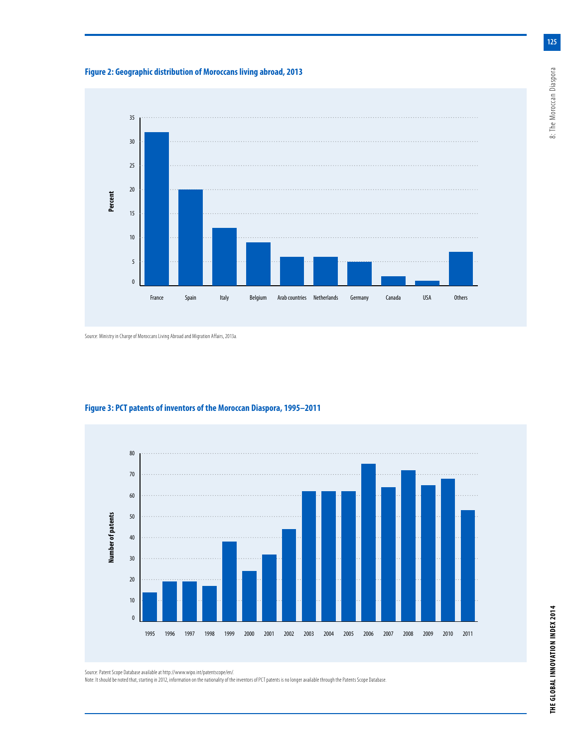## Figure 2: Geographic distribution of Moroccans living abroad, 2013

Source: Ministry in Charge of Moroccans Living Abroad and Migration Affairs, 2013a.

## Figure 3: PCT patents of inventors of the Moroccan Diaspora, 1995–2011

Source: Patent Scope Database available at http://www.wipo.int/patentscope/en/.

Note: It should be noted that, starting in 2012, information on the nationality of the inventors of PCT patents is no longer available through the Patents Scope Database.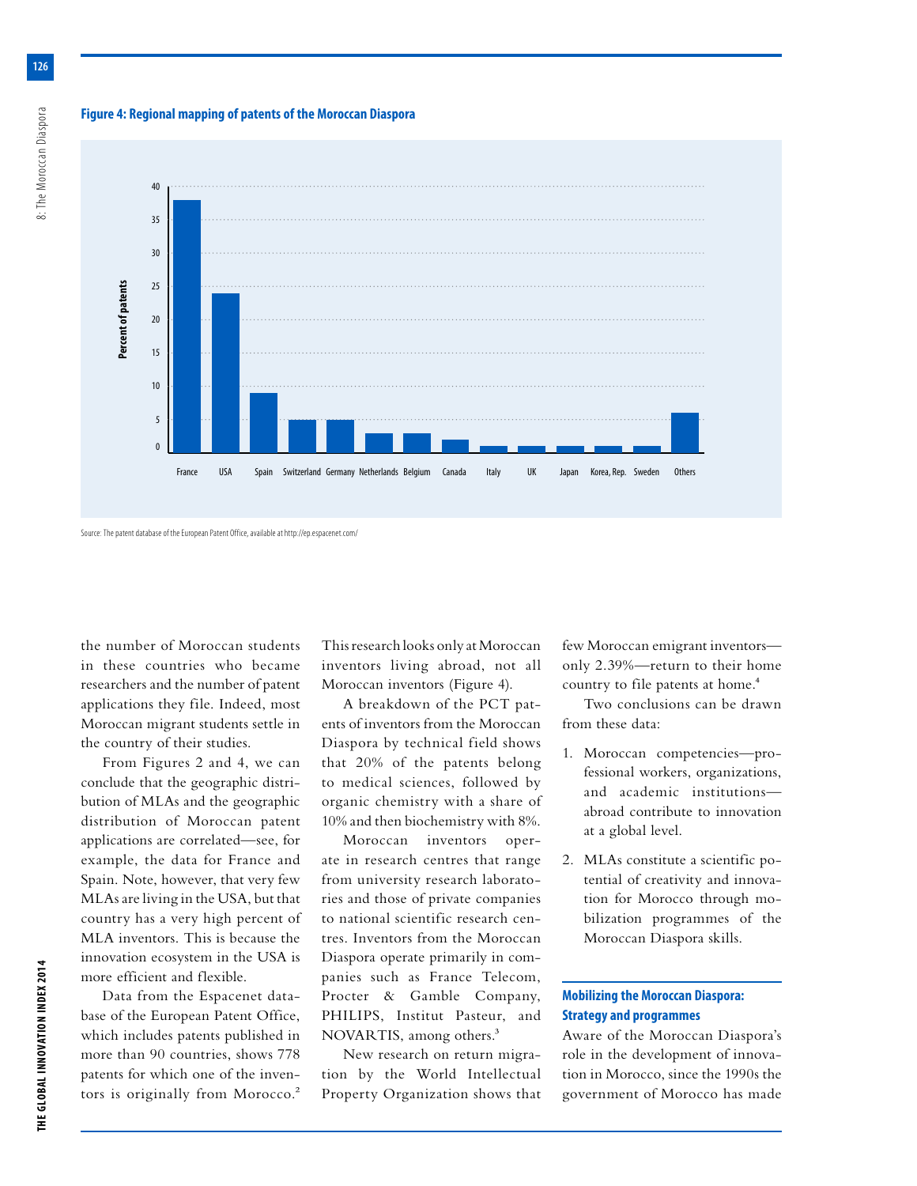**Figure 4: Regional mapping of patents of the Moroccan Diaspora**

| Country | Percent of patents |
|---|---|
| France | 38 |
| USA | 24 |
| Spain | 9 |
| Switzerland | 5 |
| Germany | 5 |
| Netherlands | 3 |
| Belgium | 3 |
| Canada | 2 |
| Italy | 1 |
| UK | 1 |
| Japan | 1 |
| Korea, Rep. | 1 |
| Sweden | 1 |
| Others | 6 |

Source: The patent database of the European Patent Office, available at http://ep.espacenet.com/

the number of Moroccan students in these countries who became researchers and the number of patent applications they file. Indeed, most Moroccan migrant students settle in the country of their studies.

From Figures 2 and 4, we can conclude that the geographic distribution of MLAs and the geographic distribution of Moroccan patent applications are correlated—see, for example, the data for France and Spain. Note, however, that very few MLAs are living in the USA, but that country has a very high percent of MLA inventors. This is because the innovation ecosystem in the USA is more efficient and flexible.

Data from the Espacenet database of the European Patent Office, which includes patents published in more than 90 countries, shows 778 patents for which one of the inventors is originally from Morocco.[2] This research looks only at Moroccan inventors living abroad, not all Moroccan inventors (Figure 4).

A breakdown of the PCT patents of inventors from the Moroccan Diaspora by technical field shows that 20% of the patents belong to medical sciences, followed by organic chemistry with a share of 10% and then biochemistry with 8%.

Moroccan inventors operate in research centres that range from university research laboratories and those of private companies to national scientific research centres. Inventors from the Moroccan Diaspora operate primarily in companies such as France Telecom, Procter & Gamble Company, PHILIPS, Institut Pasteur, and NOVARTIS, among others.[3]

New research on return migration by the World Intellectual Property Organization shows that few Moroccan emigrant inventors—only 2.39%—return to their home country to file patents at home.[4]

Two conclusions can be drawn from these data:

1. Moroccan competencies—professional workers, organizations, and academic institutions—abroad contribute to innovation at a global level.
2. MLAs constitute a scientific potential of creativity and innovation for Morocco through mobilization programmes of the Moroccan Diaspora skills.

## Mobilizing the Moroccan Diaspora: Strategy and programmes

Aware of the Moroccan Diaspora's role in the development of innovation in Morocco, since the 1990s the government of Morocco has made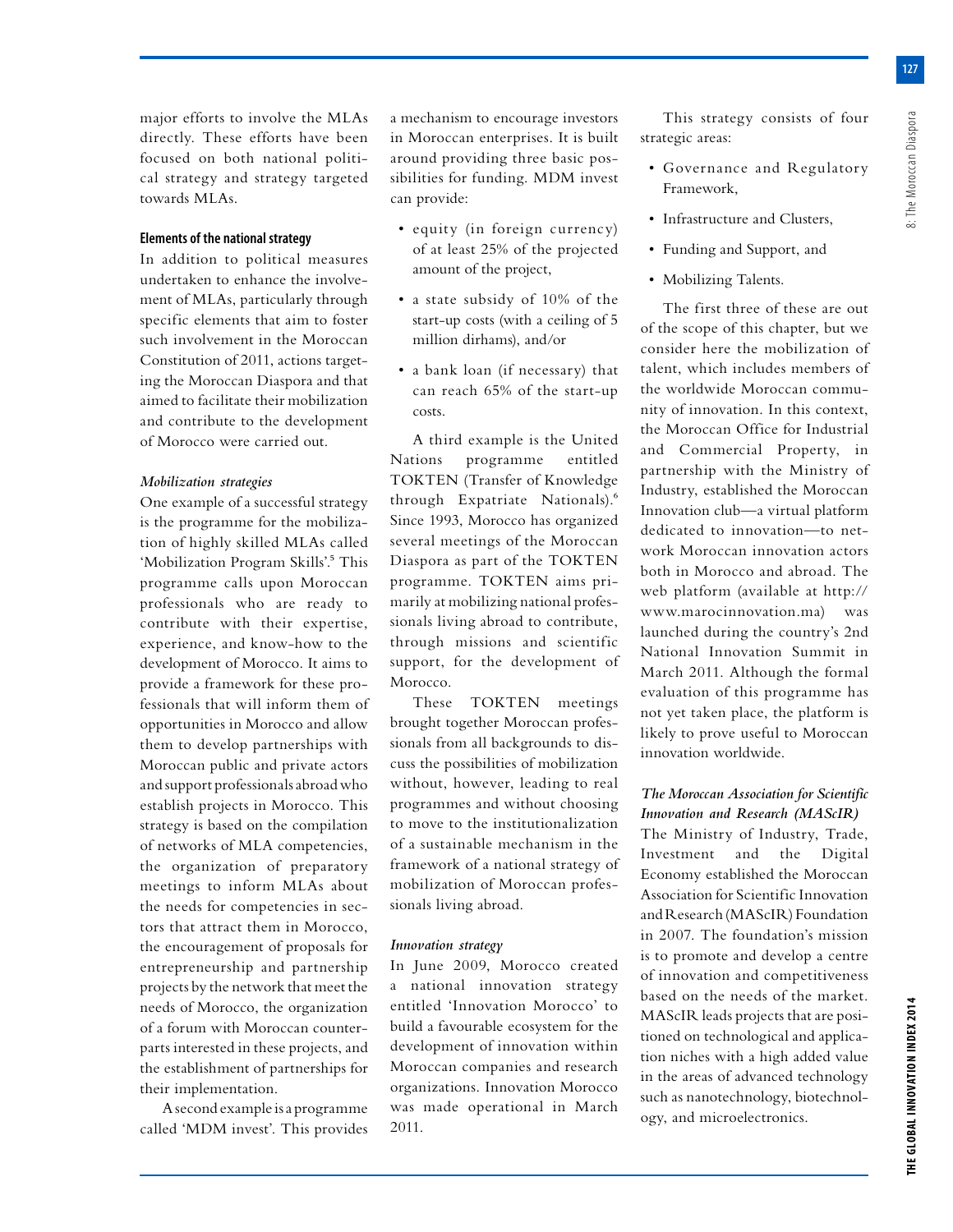major efforts to involve the MLAs directly. These efforts have been focused on both national political strategy and strategy targeted towards MLAs.

**Elements of the national strategy**

In addition to political measures undertaken to enhance the involvement of MLAs, particularly through specific elements that aim to foster such involvement in the Moroccan Constitution of 2011, actions targeting the Moroccan Diaspora and that aimed to facilitate their mobilization and contribute to the development of Morocco were carried out.

*Mobilization strategies*

One example of a successful strategy is the programme for the mobilization of highly skilled MLAs called 'Mobilization Program Skills'.[5] This programme calls upon Moroccan professionals who are ready to contribute with their expertise, experience, and know-how to the development of Morocco. It aims to provide a framework for these professionals that will inform them of opportunities in Morocco and allow them to develop partnerships with Moroccan public and private actors and support professionals abroad who establish projects in Morocco. This strategy is based on the compilation of networks of MLA competencies, the organization of preparatory meetings to inform MLAs about the needs for competencies in sectors that attract them in Morocco, the encouragement of proposals for entrepreneurship and partnership projects by the network that meet the needs of Morocco, the organization of a forum with Moroccan counterparts interested in these projects, and the establishment of partnerships for their implementation.

A second example is a programme called 'MDM invest'. This provides a mechanism to encourage investors in Moroccan enterprises. It is built around providing three basic possibilities for funding. MDM invest can provide:

- equity (in foreign currency) of at least 25% of the projected amount of the project,
- a state subsidy of 10% of the start-up costs (with a ceiling of 5 million dirhams), and/or
- a bank loan (if necessary) that can reach 65% of the start-up costs.

A third example is the United Nations programme entitled TOKTEN (Transfer of Knowledge through Expatriate Nationals).[6] Since 1993, Morocco has organized several meetings of the Moroccan Diaspora as part of the TOKTEN programme. TOKTEN aims primarily at mobilizing national professionals living abroad to contribute, through missions and scientific support, for the development of Morocco.

These TOKTEN meetings brought together Moroccan professionals from all backgrounds to discuss the possibilities of mobilization without, however, leading to real programmes and without choosing to move to the institutionalization of a sustainable mechanism in the framework of a national strategy of mobilization of Moroccan professionals living abroad.

*Innovation strategy*

In June 2009, Morocco created a national innovation strategy entitled 'Innovation Morocco' to build a favourable ecosystem for the development of innovation within Moroccan companies and research organizations. Innovation Morocco was made operational in March 2011.

This strategy consists of four strategic areas:

- Governance and Regulatory Framework,
- Infrastructure and Clusters,
- Funding and Support, and
- Mobilizing Talents.

The first three of these are out of the scope of this chapter, but we consider here the mobilization of talent, which includes members of the worldwide Moroccan community of innovation. In this context, the Moroccan Office for Industrial and Commercial Property, in partnership with the Ministry of Industry, established the Moroccan Innovation club—a virtual platform dedicated to innovation—to network Moroccan innovation actors both in Morocco and abroad. The web platform (available at http://www.marocinnovation.ma) was launched during the country's 2nd National Innovation Summit in March 2011. Although the formal evaluation of this programme has not yet taken place, the platform is likely to prove useful to Moroccan innovation worldwide.

*The Moroccan Association for Scientific Innovation and Research (MAScIR)*

The Ministry of Industry, Trade, Investment and the Digital Economy established the Moroccan Association for Scientific Innovation and Research (MAScIR) Foundation in 2007. The foundation's mission is to promote and develop a centre of innovation and competitiveness based on the needs of the market. MAScIR leads projects that are positioned on technological and application niches with a high added value in the areas of advanced technology such as nanotechnology, biotechnology, and microelectronics.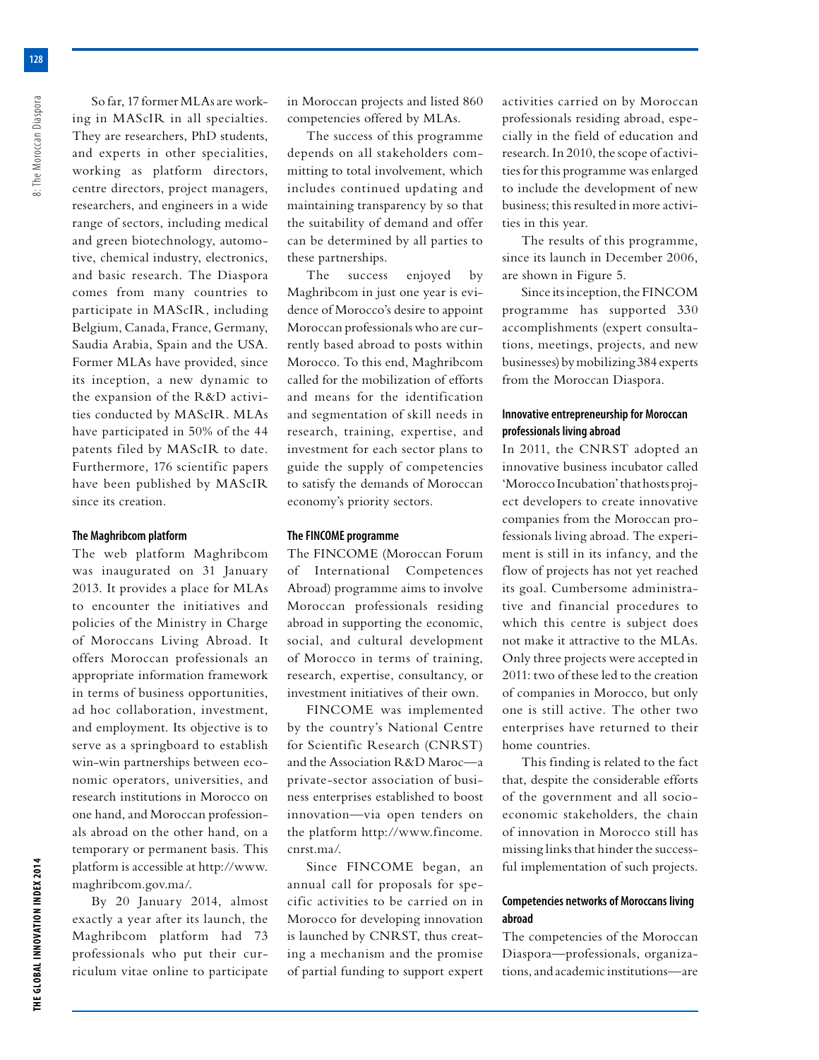So far, 17 former MLAs are working in MAScIR in all specialties. They are researchers, PhD students, and experts in other specialities, working as platform directors, centre directors, project managers, researchers, and engineers in a wide range of sectors, including medical and green biotechnology, automotive, chemical industry, electronics, and basic research. The Diaspora comes from many countries to participate in MAScIR, including Belgium, Canada, France, Germany, Saudia Arabia, Spain and the USA. Former MLAs have provided, since its inception, a new dynamic to the expansion of the R&D activities conducted by MAScIR. MLAs have participated in 50% of the 44 patents filed by MAScIR to date. Furthermore, 176 scientific papers have been published by MAScIR since its creation.

#### The Maghribcom platform

The web platform Maghribcom was inaugurated on 31 January 2013. It provides a place for MLAs to encounter the initiatives and policies of the Ministry in Charge of Moroccans Living Abroad. It offers Moroccan professionals an appropriate information framework in terms of business opportunities, ad hoc collaboration, investment, and employment. Its objective is to serve as a springboard to establish win-win partnerships between economic operators, universities, and research institutions in Morocco on one hand, and Moroccan professionals abroad on the other hand, on a temporary or permanent basis. This platform is accessible at http://www.maghribcom.gov.ma/.

By 20 January 2014, almost exactly a year after its launch, the Maghribcom platform had 73 professionals who put their curriculum vitae online to participate in Moroccan projects and listed 860 competencies offered by MLAs.

The success of this programme depends on all stakeholders committing to total involvement, which includes continued updating and maintaining transparency by so that the suitability of demand and offer can be determined by all parties to these partnerships.

The success enjoyed by Maghribcom in just one year is evidence of Morocco's desire to appoint Moroccan professionals who are currently based abroad to posts within Morocco. To this end, Maghribcom called for the mobilization of efforts and means for the identification and segmentation of skill needs in research, training, expertise, and investment for each sector plans to guide the supply of competencies to satisfy the demands of Moroccan economy's priority sectors.

#### The FINCOME programme

The FINCOME (Moroccan Forum of International Competences Abroad) programme aims to involve Moroccan professionals residing abroad in supporting the economic, social, and cultural development of Morocco in terms of training, research, expertise, consultancy, or investment initiatives of their own.

FINCOME was implemented by the country's National Centre for Scientific Research (CNRST) and the Association R&D Maroc—a private-sector association of business enterprises established to boost innovation—via open tenders on the platform http://www.fincome.cnrst.ma/.

Since FINCOME began, an annual call for proposals for specific activities to be carried on in Morocco for developing innovation is launched by CNRST, thus creating a mechanism and the promise of partial funding to support expert activities carried on by Moroccan professionals residing abroad, especially in the field of education and research. In 2010, the scope of activities for this programme was enlarged to include the development of new business; this resulted in more activities in this year.

The results of this programme, since its launch in December 2006, are shown in Figure 5.

Since its inception, the FINCOM programme has supported 330 accomplishments (expert consultations, meetings, projects, and new businesses) by mobilizing 384 experts from the Moroccan Diaspora.

#### Innovative entrepreneurship for Moroccan professionals living abroad

In 2011, the CNRST adopted an innovative business incubator called 'Morocco Incubation' that hosts project developers to create innovative companies from the Moroccan professionals living abroad. The experiment is still in its infancy, and the flow of projects has not yet reached its goal. Cumbersome administrative and financial procedures to which this centre is subject does not make it attractive to the MLAs. Only three projects were accepted in 2011: two of these led to the creation of companies in Morocco, but only one is still active. The other two enterprises have returned to their home countries.

This finding is related to the fact that, despite the considerable efforts of the government and all socio-economic stakeholders, the chain of innovation in Morocco still has missing links that hinder the successful implementation of such projects.

#### Competencies networks of Moroccans living abroad

The competencies of the Moroccan Diaspora—professionals, organizations, and academic institutions—are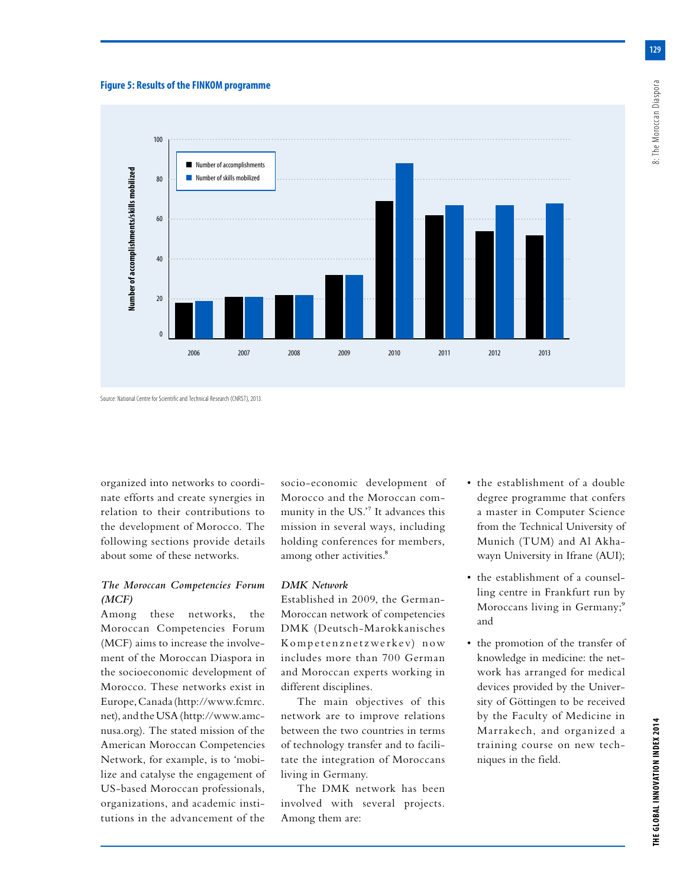**Figure 5: Results of the FINKOM programme**

Source: National Centre for Scientific and Technical Research (CNRST), 2013.

organized into networks to coordinate efforts and create synergies in relation to their contributions to the development of Morocco. The following sections provide details about some of these networks.

### *The Moroccan Competencies Forum (MCF)*

Among these networks, the Moroccan Competencies Forum (MCF) aims to increase the involvement of the Moroccan Diaspora in the socioeconomic development of Morocco. These networks exist in Europe, Canada (http://www.fcmrc.net), and the USA (http://www.amcnusa.org). The stated mission of the American Moroccan Competencies Network, for example, is to 'mobilize and catalyse the engagement of US-based Moroccan professionals, organizations, and academic institutions in the advancement of the socio-economic development of Morocco and the Moroccan community in the US.'[7] It advances this mission in several ways, including holding conferences for members, among other activities.[8]

### *DMK Network*

Established in 2009, the German-Moroccan network of competencies DMK (Deutsch-Marokkanisches Kompetenznetzwerkev) now includes more than 700 German and Moroccan experts working in different disciplines.

The main objectives of this network are to improve relations between the two countries in terms of technology transfer and to facilitate the integration of Moroccans living in Germany.

The DMK network has been involved with several projects. Among them are:

- the establishment of a double degree programme that confers a master in Computer Science from the Technical University of Munich (TUM) and Al Akhawayn University in Ifrane (AUI);
- the establishment of a counselling centre in Frankfurt run by Moroccans living in Germany;[9] and
- the promotion of the transfer of knowledge in medicine: the network has arranged for medical devices provided by the University of Göttingen to be received by the Faculty of Medicine in Marrakech, and organized a training course on new techniques in the field.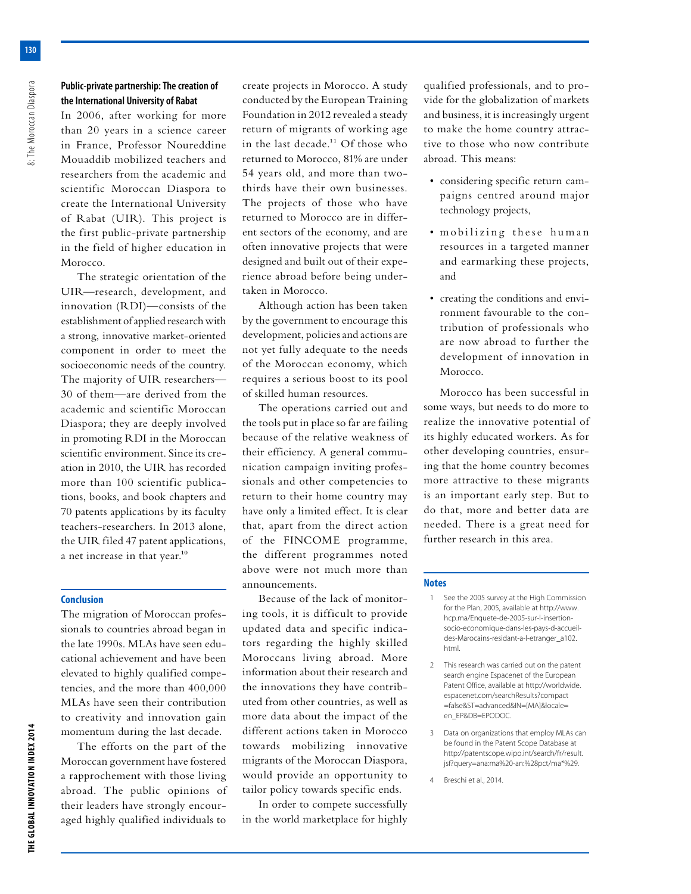### Public-private partnership: The creation of the International University of Rabat

In 2006, after working for more than 20 years in a science career in France, Professor Noureddine Mouaddib mobilized teachers and researchers from the academic and scientific Moroccan Diaspora to create the International University of Rabat (UIR). This project is the first public-private partnership in the field of higher education in Morocco.

The strategic orientation of the UIR—research, development, and innovation (RDI)—consists of the establishment of applied research with a strong, innovative market-oriented component in order to meet the socioeconomic needs of the country. The majority of UIR researchers—30 of them—are derived from the academic and scientific Moroccan Diaspora; they are deeply involved in promoting RDI in the Moroccan scientific environment. Since its creation in 2010, the UIR has recorded more than 100 scientific publications, books, and book chapters and 70 patents applications by its faculty teachers-researchers. In 2013 alone, the UIR filed 47 patent applications, a net increase in that year.[10]

## Conclusion

The migration of Moroccan professionals to countries abroad began in the late 1990s. MLAs have seen educational achievement and have been elevated to highly qualified competencies, and the more than 400,000 MLAs have seen their contribution to creativity and innovation gain momentum during the last decade.

The efforts on the part of the Moroccan government have fostered a rapprochement with those living abroad. The public opinions of their leaders have strongly encouraged highly qualified individuals to create projects in Morocco. A study conducted by the European Training Foundation in 2012 revealed a steady return of migrants of working age in the last decade.[11] Of those who returned to Morocco, 81% are under 54 years old, and more than two-thirds have their own businesses. The projects of those who have returned to Morocco are in different sectors of the economy, and are often innovative projects that were designed and built out of their experience abroad before being undertaken in Morocco.

Although action has been taken by the government to encourage this development, policies and actions are not yet fully adequate to the needs of the Moroccan economy, which requires a serious boost to its pool of skilled human resources.

The operations carried out and the tools put in place so far are failing because of the relative weakness of their efficiency. A general communication campaign inviting professionals and other competencies to return to their home country may have only a limited effect. It is clear that, apart from the direct action of the FINCOME programme, the different programmes noted above were not much more than announcements.

Because of the lack of monitoring tools, it is difficult to provide updated data and specific indicators regarding the highly skilled Moroccans living abroad. More information about their research and the innovations they have contributed from other countries, as well as more data about the impact of the different actions taken in Morocco towards mobilizing innovative migrants of the Moroccan Diaspora, would provide an opportunity to tailor policy towards specific ends.

In order to compete successfully in the world marketplace for highly qualified professionals, and to provide for the globalization of markets and business, it is increasingly urgent to make the home country attractive to those who now contribute abroad. This means:

- considering specific return campaigns centred around major technology projects,
- mobilizing these human resources in a targeted manner and earmarking these projects, and
- creating the conditions and environment favourable to the contribution of professionals who are now abroad to further the development of innovation in Morocco.

Morocco has been successful in some ways, but needs to do more to realize the innovative potential of its highly educated workers. As for other developing countries, ensuring that the home country becomes more attractive to these migrants is an important early step. But to do that, more and better data are needed. There is a great need for further research in this area.

## Notes

1. See the 2005 survey at the High Commission for the Plan, 2005, available at http://www.hcp.ma/Enquete-de-2005-sur-l-insertion-socio-economique-dans-les-pays-d-accueil-des-Marocains-residant-a-l-etranger_a102.html.
2. This research was carried out on the patent search engine Espacenet of the European Patent Office, available at http://worldwide.espacenet.com/searchResults?compact=false&ST=advanced&IN=[MA]&locale=en_EP&DB=EPODOC.
3. Data on organizations that employ MLAs can be found in the Patent Scope Database at http://patentscope.wipo.int/search/fr/result.jsf?query=ana:ma%20-an:%28pct/ma*%29.
4. Breschi et al., 2014.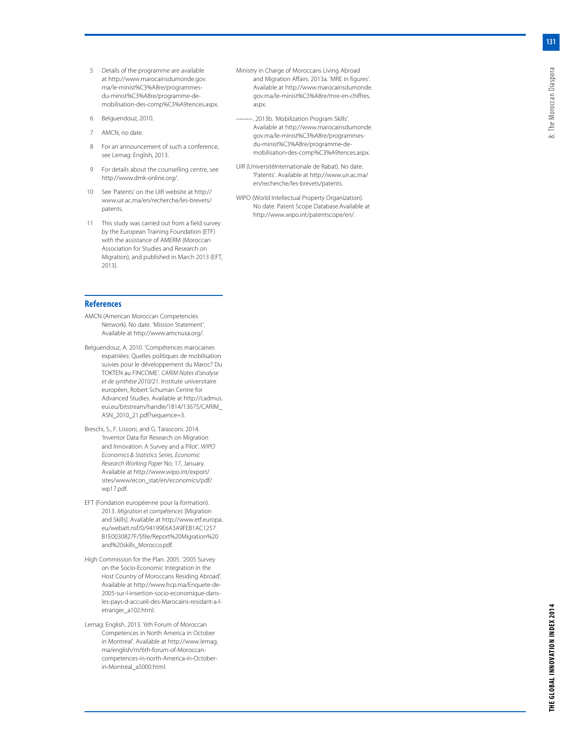5 Details of the programme are available at http://www.marocainsdumonde.gov.ma/le-minist%C3%A8re/programmes-du-minist%C3%A8re/programme-de-mobilisation-des-comp%C3%A9tences.aspx.

6 Belguendouz, 2010.

7 AMCN, no date.

8 For an announcement of such a conference, see Lemag: English, 2013.

9 For details about the counselling centre, see http://www.dmk-online.org/.

10 See 'Patents' on the UIR website at http://www.uir.ac.ma/en/recherche/les-brevets/patents.

11 This study was carried out from a field survey by the European Training Foundation (ETF) with the assistance of AMERM (Moroccan Association for Studies and Research on Migration), and published in March 2013 (EFT, 2013).

## References

AMCN (American Moroccan Competencies Network). No date. 'Mission Statement'. Available at http://www.amcnusa.org/.

Belguendouz, A. 2010. 'Compétences marocaines expatriées: Quelles politiques de mobilisation suivies pour le développement du Maroc? Du TOKTEN au FINCOME'. *CARIM Notes d'analyse et de synthèse 2010/21*. Institute universitaire européen, Robert Schuman Centre for Advanced Studies. Available at http://cadmus.eui.eu/bitstream/handle/1814/13675/CARIM_ASN_2010_21.pdf?sequence=3.

Breschi, S., F. Lissoni, and G. Tarasconi. 2014. 'Inventor Data for Research on Migration and Innovation: A Survey and a Pilot'. *WIPO Economics & Statistics Series, Economic Research Working Paper* No. 17, January. Available at http://www.wipo.int/export/sites/www/econ_stat/en/economics/pdf/wp17.pdf.

EFT (Fondation européenne pour la formation). 2013. *Migration et compétences* [Migration and Skills]. Available at http://www.etf.europa.eu/webatt.nsf/0/94199E6A3A9FEB1AC1257B1E0030827F/$file/Report%20Migration%20and%20skills_Morocco.pdf.

High Commission for the Plan. 2005. '2005 Survey on the Socio-Economic Integration in the Host Country of Moroccans Residing Abroad'. Available at http://www.hcp.ma/Enquete-de-2005-sur-l-insertion-socio-economique-dans-les-pays-d-accueil-des-Marocains-residant-a-l-etranger_a102.html.

Lemag: English. 2013. '6th Forum of Moroccan Competences in North America in October in Montreal'. Available at http://www.lemag.ma/english/m/6th-forum-of-Moroccan-competences-in-north-America-in-October-in-Montreal_a5000.html.

Ministry in Charge of Moroccans Living Abroad and Migration Affairs. 2013a. 'MRE in figures'. Available at http://www.marocainsdumonde.gov.ma/le-minist%C3%A8re/mre-en-chiffres.aspx.

———. 2013b. 'Mobilization Program Skills'. Available at http://www.marocainsdumonde.gov.ma/le-minist%C3%A8re/programmes-du-minist%C3%A8re/programme-de-mobilisation-des-comp%C3%A9tences.aspx.

UIR (UniversitéInternationale de Rabat). No date. 'Patents'. Available at http://www.uir.ac.ma/en/recherche/les-brevets/patents.

WIPO (World Intellectual Property Organization). No date. Patent Scope Database.Available at http://www.wipo.int/patentscope/en/.